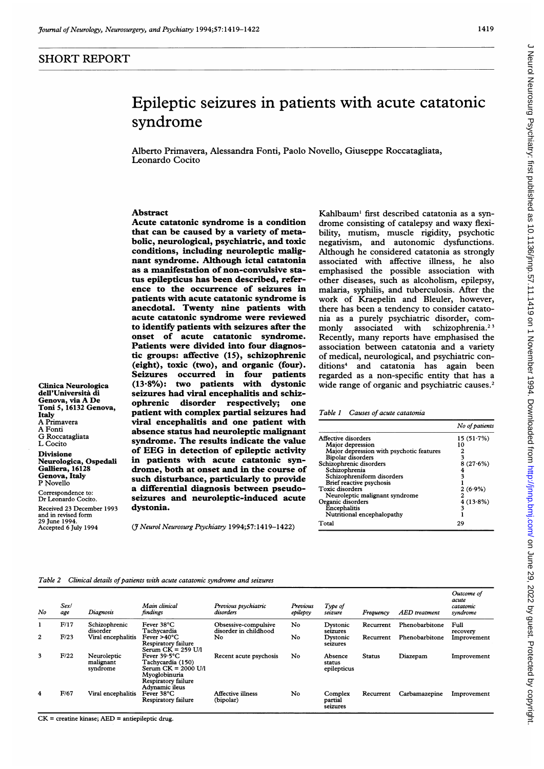## SHORT REPORT

# Epileptic seizures in patients with acute catatonic syndrome

Alberto Primavera, Alessandra Fonti, Paolo Novello, Giuseppe Roccatagliata, Leonardo Cocito

Clinica Neurologica dell'Università di Genova, via A De Toni 5, 16132 Genova, Italy
A Primavera
A Fonti
G Roccatagliata
L Cocito

Divisione Neurologica, Ospedali Galliera, 16128 Genova, Italy
P Novello

Correspondence to: Dr Leonardo Cocito.

Received 23 December 1993 and in revised form 29 June 1994.
Accepted 6 July 1994

### Abstract

**Acute catatonic syndrome is a condition that can be caused by a variety of metabolic, neurological, psychiatric, and toxic conditions, including neuroleptic malignant syndrome. Although ictal catatonia as a manifestation of non-convulsive status epilepticus has been described, reference to the occurrence of seizures in patients with acute catatonic syndrome is anecdotal. Twenty nine patients with acute catatonic syndrome were reviewed to identify patients with seizures after the onset of acute catatonic syndrome. Patients were divided into four diagnostic groups: affective (15), schizophrenic (eight), toxic (two), and organic (four). Seizures occurred in four patients (13·8%): two patients with dystonic seizures had viral encephalitis and schizophrenic disorder respectively; one patient with complex partial seizures had viral encephalitis and one patient with absence status had neuroleptic malignant syndrome. The results indicate the value of EEG in detection of epileptic activity in patients with acute catatonic syndrome, both at onset and in the course of such disturbance, particularly to provide a differential diagnosis between pseudoseizures and neuroleptic-induced acute dystonia.**

(*J Neurol Neurosurg Psychiatry* 1994;57:1419–1422)

Kahlbaum[1] first described catatonia as a syndrome consisting of catalepsy and waxy flexibility, mutism, muscle rigidity, psychotic negativism, and autonomic dysfunctions. Although he considered catatonia as strongly associated with affective illness, he also emphasised the possible association with other diseases, such as alcoholism, epilepsy, malaria, syphilis, and tuberculosis. After the work of Kraepelin and Bleuler, however, there has been a tendency to consider catatonia as a purely psychiatric disorder, commonly associated with schizophrenia.[2,3] Recently, many reports have emphasised the association between catatonia and a variety of medical, neurological, and psychiatric conditions[4] and catatonia has again been regarded as a non-specific entity that has a wide range of organic and psychiatric causes.[2]

*Table 1 Causes of acute catatonia*

| | No of patients |
|---|---|
| Affective disorders | 15 (51·7%) |
| Major depression | 10 |
| Major depression with psychotic features | 2 |
| Bipolar disorders | 3 |
| Schizophrenic disorders | 8 (27·6%) |
| Schizophrenia | 4 |
| Schizophreniform disorders | 3 |
| Brief reactive psychosis | 1 |
| Toxic disorders | 2 (6·9%) |
| Neuroleptic malignant syndrome | 2 |
| Organic disorders | 4 (13·8%) |
| Encephalitis | 3 |
| Nutritional encephalopathy | 1 |
| Total | 29 |

*Table 2 Clinical details of patients with acute catatonic syndrome and seizures*

| No | Sex/age | Diagnosis | Main clinical findings | Previous psychiatric disorders | Previous epilepsy | Type of seizure | Frequency | AED treatment | Outcome of acute catatonic syndrome |
|---|---|---|---|---|---|---|---|---|---|
| 1 | F/17 | Schizophrenic disorder | Fever 38°C; Tachycardia | Obsessive-compulsive disorder in childhood | No | Dystonic seizures | Recurrent | Phenobarbitone | Full recovery |
| 2 | F/23 | Viral encephalitis | Fever >40°C; Respiratory failure; Serum CK = 259 U/l | No | No | Dystonic seizures | Recurrent | Phenobarbitone | Improvement |
| 3 | F/22 | Neuroleptic malignant syndrome | Fever 39·5°C; Tachycardia (150); Serum CK = 2000 U/l; Myoglobinuria; Respiratory failure; Adynamic ileus | Recent acute psychosis | No | Absence status epilepticus | Status | Diazepam | Improvement |
| 4 | F/67 | Viral encephalitis | Fever 38°C; Respiratory failure | Affective illness (bipolar) | No | Complex partial seizures | Recurrent | Carbamazepine | Improvement |

CK = creatine kinase; AED = antiepileptic drug.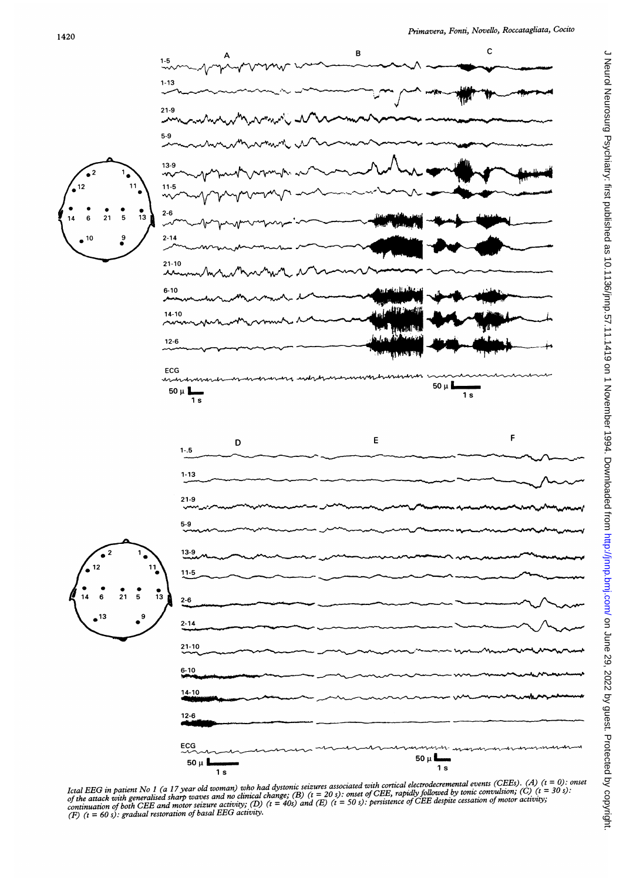*Ictal EEG in patient No 1 (a 17 year old woman) who had dystonic seizures associated with cortical electrodecremental events (CEEs). (A) (t = 0): onset of the attack with generalised sharp waves and no clinical change; (B) (t = 20 s): onset of CEE, rapidly followed by tonic convulsion; (C) (t = 30 s): continuation of both CEE and motor seizure activity; (D) (t = 40s) and (E) (t = 50 s): persistence of CEE despite cessation of motor activity; (F) (t = 60 s): gradual restoration of basal EEG activity.*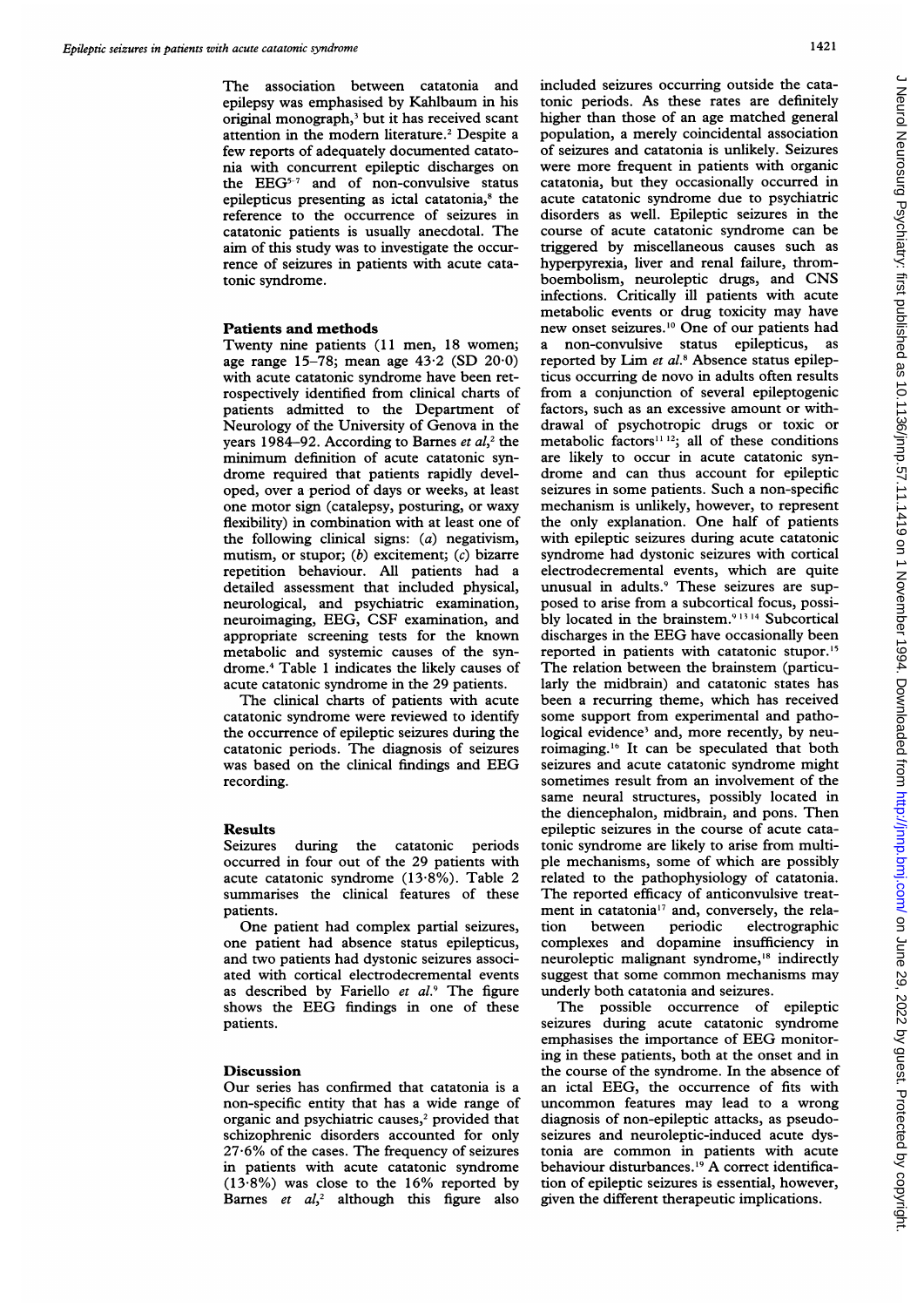The association between catatonia and epilepsy was emphasised by Kahlbaum in his original monograph,[3] but it has received scant attention in the modern literature.[2] Despite a few reports of adequately documented catatonia with concurrent epileptic discharges on the EEG[5-7] and of non-convulsive status epilepticus presenting as ictal catatonia,[8] the reference to the occurrence of seizures in catatonic patients is usually anecdotal. The aim of this study was to investigate the occurrence of seizures in patients with acute catatonic syndrome.

## Patients and methods

Twenty nine patients (11 men, 18 women; age range 15–78; mean age 43·2 (SD 20·0) with acute catatonic syndrome have been retrospectively identified from clinical charts of patients admitted to the Department of Neurology of the University of Genova in the years 1984–92. According to Barnes *et al*,[2] the minimum definition of acute catatonic syndrome required that patients rapidly developed, over a period of days or weeks, at least one motor sign (catalepsy, posturing, or waxy flexibility) in combination with at least one of the following clinical signs: (*a*) negativism, mutism, or stupor; (*b*) excitement; (*c*) bizarre repetition behaviour. All patients had a detailed assessment that included physical, neurological, and psychiatric examination, neuroimaging, EEG, CSF examination, and appropriate screening tests for the known metabolic and systemic causes of the syndrome.[4] Table 1 indicates the likely causes of acute catatonic syndrome in the 29 patients.

The clinical charts of patients with acute catatonic syndrome were reviewed to identify the occurrence of epileptic seizures during the catatonic periods. The diagnosis of seizures was based on the clinical findings and EEG recording.

## Results

Seizures during the catatonic periods occurred in four out of the 29 patients with acute catatonic syndrome (13·8%). Table 2 summarises the clinical features of these patients.

One patient had complex partial seizures, one patient had absence status epilepticus, and two patients had dystonic seizures associated with cortical electrodecremental events as described by Fariello *et al*.[9] The figure shows the EEG findings in one of these patients.

## Discussion

Our series has confirmed that catatonia is a non-specific entity that has a wide range of organic and psychiatric causes,[2] provided that schizophrenic disorders accounted for only 27·6% of the cases. The frequency of seizures in patients with acute catatonic syndrome (13·8%) was close to the 16% reported by Barnes *et al*,[2] although this figure also included seizures occurring outside the catatonic periods. As these rates are definitely higher than those of an age matched general population, a merely coincidental association of seizures and catatonia is unlikely. Seizures were more frequent in patients with organic catatonia, but they occasionally occurred in acute catatonic syndrome due to psychiatric disorders as well. Epileptic seizures in the course of acute catatonic syndrome can be triggered by miscellaneous causes such as hyperpyrexia, liver and renal failure, thromboembolism, neuroleptic drugs, and CNS infections. Critically ill patients with acute metabolic events or drug toxicity may have new onset seizures.[10] One of our patients had a non-convulsive status epilepticus, as reported by Lim *et al*.[8] Absence status epilepticus occurring de novo in adults often results from a conjunction of several epileptogenic factors, such as an excessive amount or withdrawal of psychotropic drugs or toxic or metabolic factors[11 12]; all of these conditions are likely to occur in acute catatonic syndrome and can thus account for epileptic seizures in some patients. Such a non-specific mechanism is unlikely, however, to represent the only explanation. One half of patients with epileptic seizures during acute catatonic syndrome had dystonic seizures with cortical electrodecremental events, which are quite unusual in adults.[9] These seizures are supposed to arise from a subcortical focus, possibly located in the brainstem.[9 13 14] Subcortical discharges in the EEG have occasionally been reported in patients with catatonic stupor.[15] The relation between the brainstem (particularly the midbrain) and catatonic states has been a recurring theme, which has received some support from experimental and pathological evidence[3] and, more recently, by neuroimaging.[16] It can be speculated that both seizures and acute catatonic syndrome might sometimes result from an involvement of the same neural structures, possibly located in the diencephalon, midbrain, and pons. Then epileptic seizures in the course of acute catatonic syndrome are likely to arise from multiple mechanisms, some of which are possibly related to the pathophysiology of catatonia. The reported efficacy of anticonvulsive treatment in catatonia[17] and, conversely, the relation between periodic electrographic complexes and dopamine insufficiency in neuroleptic malignant syndrome,[18] indirectly suggest that some common mechanisms may underly both catatonia and seizures.

The possible occurrence of epileptic seizures during acute catatonic syndrome emphasises the importance of EEG monitoring in these patients, both at the onset and in the course of the syndrome. In the absence of an ictal EEG, the occurrence of fits with uncommon features may lead to a wrong diagnosis of non-epileptic attacks, as pseudoseizures and neuroleptic-induced acute dystonia are common in patients with acute behaviour disturbances.[19] A correct identification of epileptic seizures is essential, however, given the different therapeutic implications.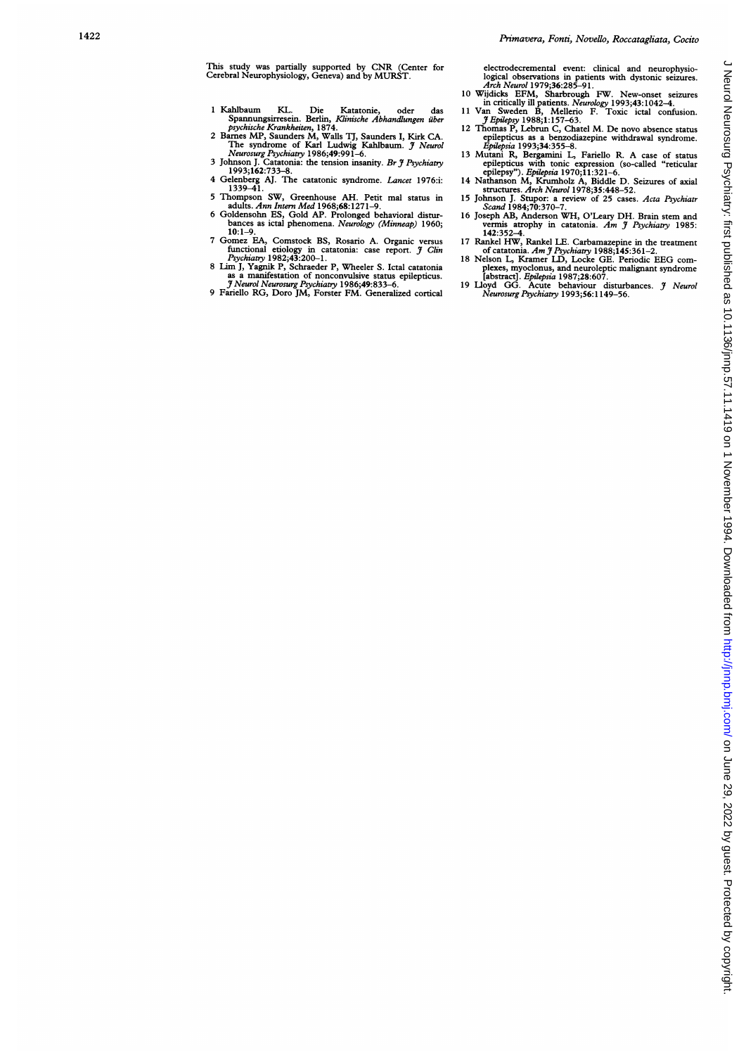This study was partially supported by CNR (Center for Cerebral Neurophysiology, Geneva) and by MURST.

1 Kahlbaum KL. Die Katatonie, oder das Spannungsirresein. Berlin, *Klinische Abhandlungen über psychische Krankheiten*, 1874.
2 Barnes MP, Saunders M, Walls TJ, Saunders I, Kirk CA. The syndrome of Karl Ludwig Kahlbaum. *J Neurol Neurosurg Psychiatry* 1986;**49**:991–6.
3 Johnson J. Catatonia: the tension insanity. *Br J Psychiatry* 1993;**162**:733–8.
4 Gelenberg AJ. The catatonic syndrome. *Lancet* 1976:i: 1339–41.
5 Thompson SW, Greenhouse AH. Petit mal status in adults. *Ann Intern Med* 1968;**68**:1271–9.
6 Goldensohn ES, Gold AP. Prolonged behavioral disturbances as ictal phenomena. *Neurology (Minneap)* 1960; **10**:1–9.
7 Gomez EA, Comstock BS, Rosario A. Organic versus functional etiology in catatonia: case report. *J Clin Psychiatry* 1982;**43**:200–1.
8 Lim J, Yagnik P, Schraeder P, Wheeler S. Ictal catatonia as a manifestation of nonconvulsive status epilepticus. *J Neurol Neurosurg Psychiatry* 1986;**49**:833–6.
9 Fariello RG, Doro JM, Forster FM. Generalized cortical electrodecremental event: clinical and neurophysiological observations in patients with dystonic seizures. *Arch Neurol* 1979;**36**:285–91.
10 Wijdicks EFM, Sharbrough FW. New-onset seizures in critically ill patients. *Neurology* 1993;**43**:1042–4.
11 Van Sweden B, Mellerio F. Toxic ictal confusion. *J Epilepsy* 1988;**1**:157–63.
12 Thomas P, Lebrun C, Chatel M. De novo absence status epilepticus as a benzodiazepine withdrawal syndrome. *Epilepsia* 1993;**34**:355–8.
13 Mutani R, Bergamini L, Fariello R. A case of status epilepticus with tonic expression (so-called "reticular epilepsy"). *Epilepsia* 1970;**11**:321–6.
14 Nathanson M, Krumholz A, Biddle D. Seizures of axial structures. *Arch Neurol* 1978;**35**:448–52.
15 Johnson J. Stupor: a review of 25 cases. *Acta Psychiatr Scand* 1984;**70**:370–7.
16 Joseph AB, Anderson WH, O'Leary DH. Brain stem and vermis atrophy in catatonia. *Am J Psychiatry* 1985: **142**:352–4.
17 Rankel HW, Rankel LE. Carbamazepine in the treatment of catatonia. *Am J Psychiatry* 1988;**145**:361–2.
18 Nelson L, Kramer LD, Locke GE. Periodic EEG complexes, myoclonus, and neuroleptic malignant syndrome [abstract]. *Epilepsia* 1987;**28**:607.
19 Lloyd GG. Acute behaviour disturbances. *J Neurol Neurosurg Psychiatry* 1993;**56**:1149–56.